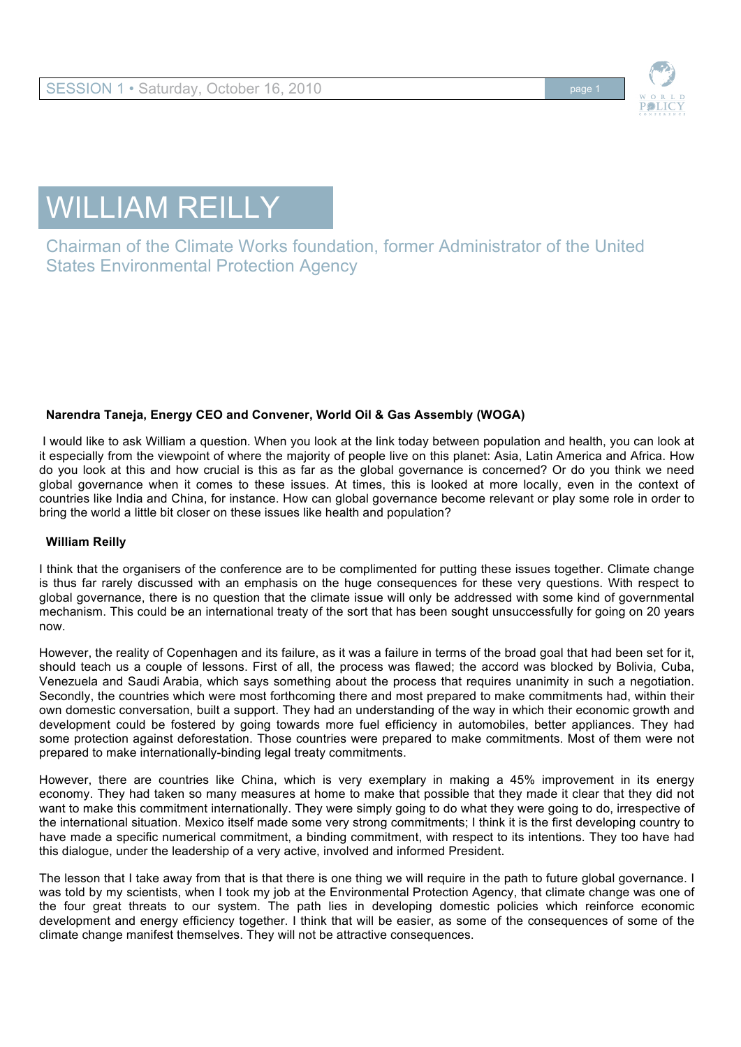# WILLIAM REILLY

Chairman of the Climate Works foundation, former Administrator of the United States Environmental Protection Agency

**Narendra Taneja, Energy CEO and Convener, World Oil & Gas Assembly (WOGA)**

I would like to ask William a question. When you look at the link today between population and health, you can look at it especially from the viewpoint of where the majority of people live on this planet: Asia, Latin America and Africa. How do you look at this and how crucial is this as far as the global governance is concerned? Or do you think we need global governance when it comes to these issues. At times, this is looked at more locally, even in the context of countries like India and China, for instance. How can global governance become relevant or play some role in order to bring the world a little bit closer on these issues like health and population?

**William Reilly**

I think that the organisers of the conference are to be complimented for putting these issues together. Climate change is thus far rarely discussed with an emphasis on the huge consequences for these very questions. With respect to global governance, there is no question that the climate issue will only be addressed with some kind of governmental mechanism. This could be an international treaty of the sort that has been sought unsuccessfully for going on 20 years now.

However, the reality of Copenhagen and its failure, as it was a failure in terms of the broad goal that had been set for it, should teach us a couple of lessons. First of all, the process was flawed; the accord was blocked by Bolivia, Cuba, Venezuela and Saudi Arabia, which says something about the process that requires unanimity in such a negotiation. Secondly, the countries which were most forthcoming there and most prepared to make commitments had, within their own domestic conversation, built a support. They had an understanding of the way in which their economic growth and development could be fostered by going towards more fuel efficiency in automobiles, better appliances. They had some protection against deforestation. Those countries were prepared to make commitments. Most of them were not prepared to make internationally-binding legal treaty commitments.

However, there are countries like China, which is very exemplary in making a 45% improvement in its energy economy. They had taken so many measures at home to make that possible that they made it clear that they did not want to make this commitment internationally. They were simply going to do what they were going to do, irrespective of the international situation. Mexico itself made some very strong commitments; I think it is the first developing country to have made a specific numerical commitment, a binding commitment, with respect to its intentions. They too have had this dialogue, under the leadership of a very active, involved and informed President.

The lesson that I take away from that is that there is one thing we will require in the path to future global governance. I was told by my scientists, when I took my job at the Environmental Protection Agency, that climate change was one of the four great threats to our system. The path lies in developing domestic policies which reinforce economic development and energy efficiency together. I think that will be easier, as some of the consequences of some of the climate change manifest themselves. They will not be attractive consequences.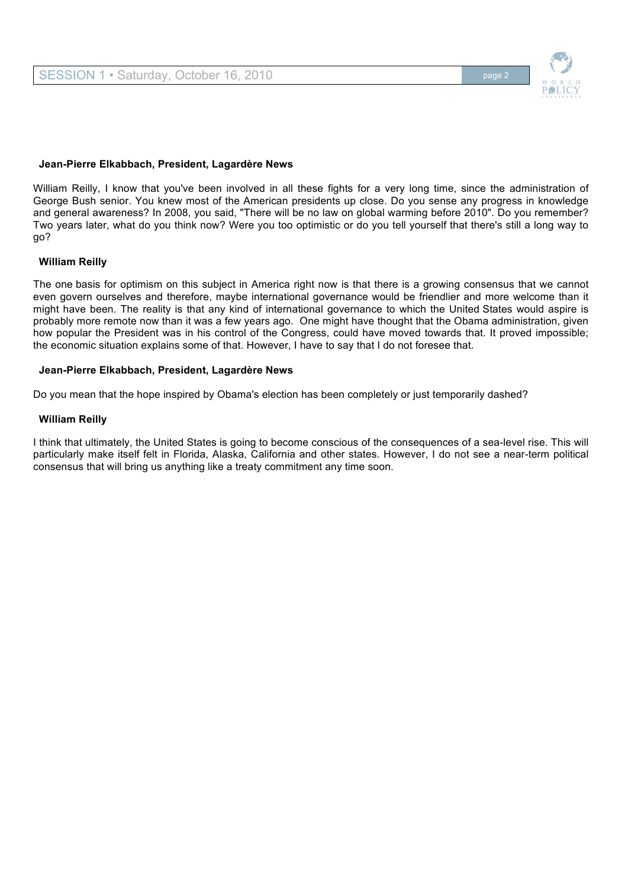**Jean-Pierre Elkabbach, President, Lagardère News**

William Reilly, I know that you've been involved in all these fights for a very long time, since the administration of George Bush senior. You knew most of the American presidents up close. Do you sense any progress in knowledge and general awareness? In 2008, you said, "There will be no law on global warming before 2010". Do you remember? Two years later, what do you think now? Were you too optimistic or do you tell yourself that there's still a long way to go?

**William Reilly**

The one basis for optimism on this subject in America right now is that there is a growing consensus that we cannot even govern ourselves and therefore, maybe international governance would be friendlier and more welcome than it might have been. The reality is that any kind of international governance to which the United States would aspire is probably more remote now than it was a few years ago. One might have thought that the Obama administration, given how popular the President was in his control of the Congress, could have moved towards that. It proved impossible; the economic situation explains some of that. However, I have to say that I do not foresee that.

**Jean-Pierre Elkabbach, President, Lagardère News**

Do you mean that the hope inspired by Obama's election has been completely or just temporarily dashed?

**William Reilly**

I think that ultimately, the United States is going to become conscious of the consequences of a sea-level rise. This will particularly make itself felt in Florida, Alaska, California and other states. However, I do not see a near-term political consensus that will bring us anything like a treaty commitment any time soon.